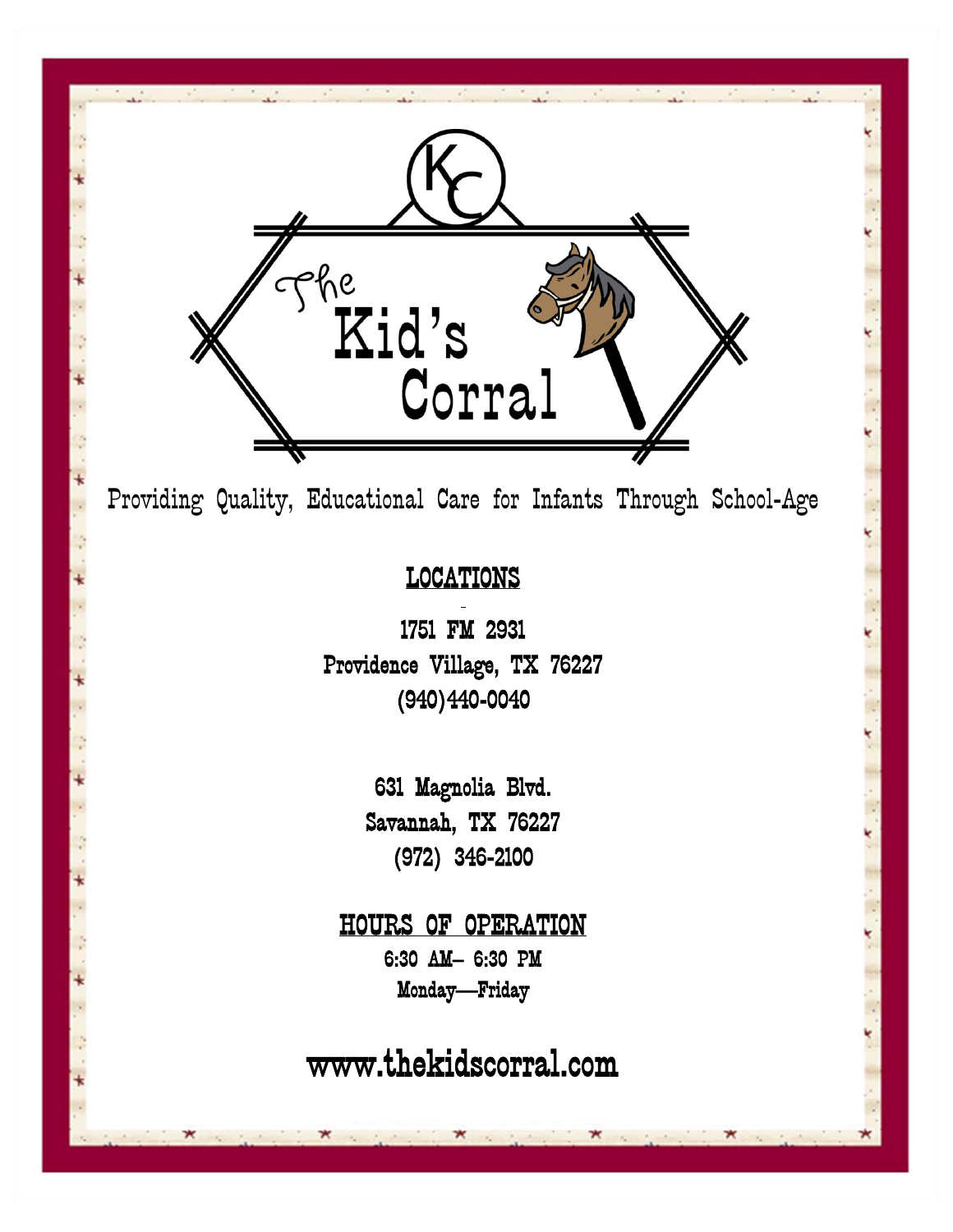# The Kid's Corral

Providing Quality, Educational Care for Infants Through School-Age

## LOCATIONS

1751 FM 2931
Providence Village, TX 76227
(940)440-0040

631 Magnolia Blvd.
Savannah, TX 76227
(972) 346-2100

## HOURS OF OPERATION

6:30 AM– 6:30 PM
Monday—Friday

**www.thekidscorral.com**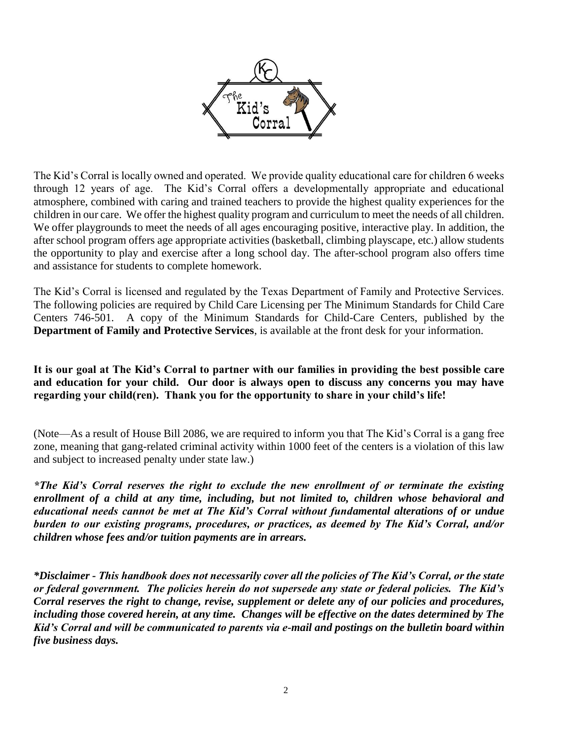The Kid's Corral is locally owned and operated. We provide quality educational care for children 6 weeks through 12 years of age. The Kid's Corral offers a developmentally appropriate and educational atmosphere, combined with caring and trained teachers to provide the highest quality experiences for the children in our care. We offer the highest quality program and curriculum to meet the needs of all children. We offer playgrounds to meet the needs of all ages encouraging positive, interactive play. In addition, the after school program offers age appropriate activities (basketball, climbing playscape, etc.) allow students the opportunity to play and exercise after a long school day. The after-school program also offers time and assistance for students to complete homework.

The Kid's Corral is licensed and regulated by the Texas Department of Family and Protective Services. The following policies are required by Child Care Licensing per The Minimum Standards for Child Care Centers 746-501. A copy of the Minimum Standards for Child-Care Centers, published by the **Department of Family and Protective Services**, is available at the front desk for your information.

**It is our goal at The Kid's Corral to partner with our families in providing the best possible care and education for your child. Our door is always open to discuss any concerns you may have regarding your child(ren). Thank you for the opportunity to share in your child's life!**

(Note—As a result of House Bill 2086, we are required to inform you that The Kid's Corral is a gang free zone, meaning that gang-related criminal activity within 1000 feet of the centers is a violation of this law and subject to increased penalty under state law.)

***The Kid's Corral reserves the right to exclude the new enrollment of or terminate the existing enrollment of a child at any time, including, but not limited to, children whose behavioral and educational needs cannot be met at The Kid's Corral without fundamental alterations of or undue burden to our existing programs, procedures, or practices, as deemed by The Kid's Corral, and/or children whose fees and/or tuition payments are in arrears.***

***Disclaimer - This handbook does not necessarily cover all the policies of The Kid's Corral, or the state or federal government. The policies herein do not supersede any state or federal policies. The Kid's Corral reserves the right to change, revise, supplement or delete any of our policies and procedures, including those covered herein, at any time. Changes will be effective on the dates determined by The Kid's Corral and will be communicated to parents via e-mail and postings on the bulletin board within five business days.***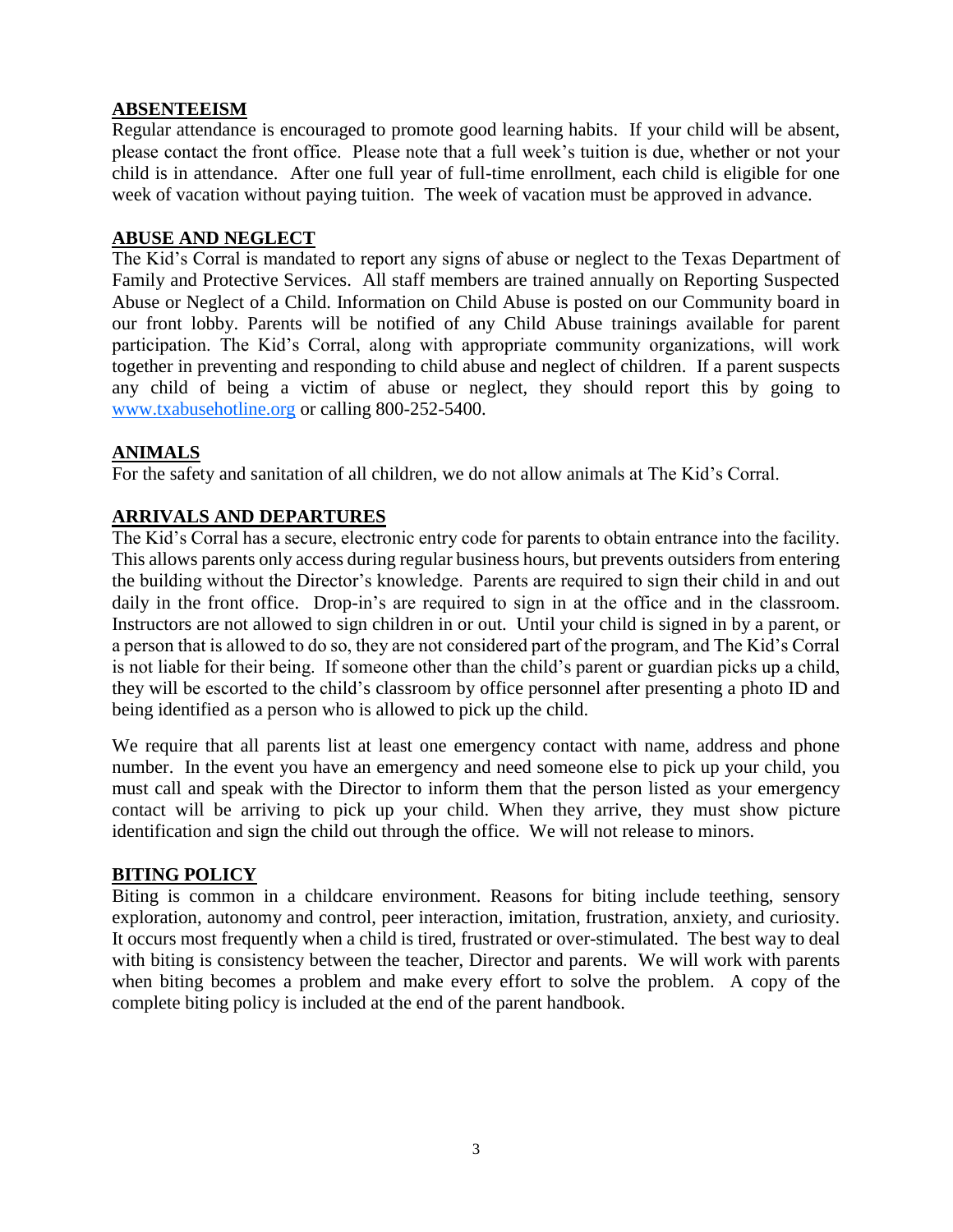## ABSENTEEISM

Regular attendance is encouraged to promote good learning habits. If your child will be absent, please contact the front office. Please note that a full week's tuition is due, whether or not your child is in attendance. After one full year of full-time enrollment, each child is eligible for one week of vacation without paying tuition. The week of vacation must be approved in advance.

## ABUSE AND NEGLECT

The Kid's Corral is mandated to report any signs of abuse or neglect to the Texas Department of Family and Protective Services. All staff members are trained annually on Reporting Suspected Abuse or Neglect of a Child. Information on Child Abuse is posted on our Community board in our front lobby. Parents will be notified of any Child Abuse trainings available for parent participation. The Kid's Corral, along with appropriate community organizations, will work together in preventing and responding to child abuse and neglect of children. If a parent suspects any child of being a victim of abuse or neglect, they should report this by going to [www.txabusehotline.org](http://www.txabusehotline.org) or calling 800-252-5400.

## ANIMALS

For the safety and sanitation of all children, we do not allow animals at The Kid's Corral.

## ARRIVALS AND DEPARTURES

The Kid's Corral has a secure, electronic entry code for parents to obtain entrance into the facility. This allows parents only access during regular business hours, but prevents outsiders from entering the building without the Director's knowledge. Parents are required to sign their child in and out daily in the front office. Drop-in's are required to sign in at the office and in the classroom. Instructors are not allowed to sign children in or out. Until your child is signed in by a parent, or a person that is allowed to do so, they are not considered part of the program, and The Kid's Corral is not liable for their being. If someone other than the child's parent or guardian picks up a child, they will be escorted to the child's classroom by office personnel after presenting a photo ID and being identified as a person who is allowed to pick up the child.

We require that all parents list at least one emergency contact with name, address and phone number. In the event you have an emergency and need someone else to pick up your child, you must call and speak with the Director to inform them that the person listed as your emergency contact will be arriving to pick up your child. When they arrive, they must show picture identification and sign the child out through the office. We will not release to minors.

## BITING POLICY

Biting is common in a childcare environment. Reasons for biting include teething, sensory exploration, autonomy and control, peer interaction, imitation, frustration, anxiety, and curiosity. It occurs most frequently when a child is tired, frustrated or over-stimulated. The best way to deal with biting is consistency between the teacher, Director and parents. We will work with parents when biting becomes a problem and make every effort to solve the problem. A copy of the complete biting policy is included at the end of the parent handbook.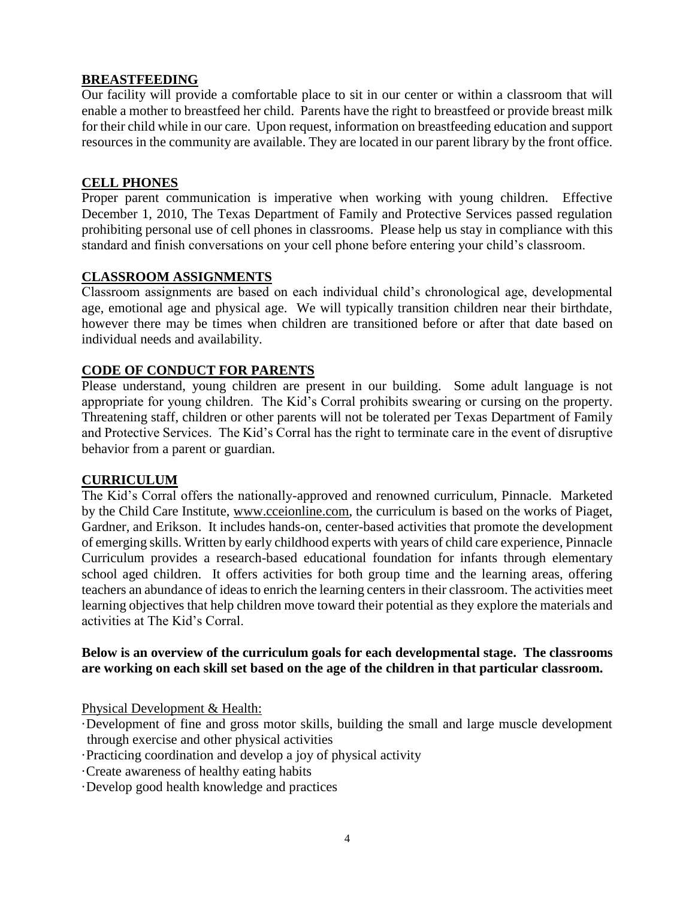## BREASTFEEDING

Our facility will provide a comfortable place to sit in our center or within a classroom that will enable a mother to breastfeed her child. Parents have the right to breastfeed or provide breast milk for their child while in our care. Upon request, information on breastfeeding education and support resources in the community are available. They are located in our parent library by the front office.

## CELL PHONES

Proper parent communication is imperative when working with young children. Effective December 1, 2010, The Texas Department of Family and Protective Services passed regulation prohibiting personal use of cell phones in classrooms. Please help us stay in compliance with this standard and finish conversations on your cell phone before entering your child's classroom.

## CLASSROOM ASSIGNMENTS

Classroom assignments are based on each individual child's chronological age, developmental age, emotional age and physical age. We will typically transition children near their birthdate, however there may be times when children are transitioned before or after that date based on individual needs and availability.

## CODE OF CONDUCT FOR PARENTS

Please understand, young children are present in our building. Some adult language is not appropriate for young children. The Kid's Corral prohibits swearing or cursing on the property. Threatening staff, children or other parents will not be tolerated per Texas Department of Family and Protective Services. The Kid's Corral has the right to terminate care in the event of disruptive behavior from a parent or guardian.

## CURRICULUM

The Kid's Corral offers the nationally-approved and renowned curriculum, Pinnacle. Marketed by the Child Care Institute, www.cceionline.com, the curriculum is based on the works of Piaget, Gardner, and Erikson. It includes hands-on, center-based activities that promote the development of emerging skills. Written by early childhood experts with years of child care experience, Pinnacle Curriculum provides a research-based educational foundation for infants through elementary school aged children. It offers activities for both group time and the learning areas, offering teachers an abundance of ideas to enrich the learning centers in their classroom. The activities meet learning objectives that help children move toward their potential as they explore the materials and activities at The Kid's Corral.

**Below is an overview of the curriculum goals for each developmental stage. The classrooms are working on each skill set based on the age of the children in that particular classroom.**

Physical Development & Health:

- Development of fine and gross motor skills, building the small and large muscle development through exercise and other physical activities
- Practicing coordination and develop a joy of physical activity
- Create awareness of healthy eating habits
- Develop good health knowledge and practices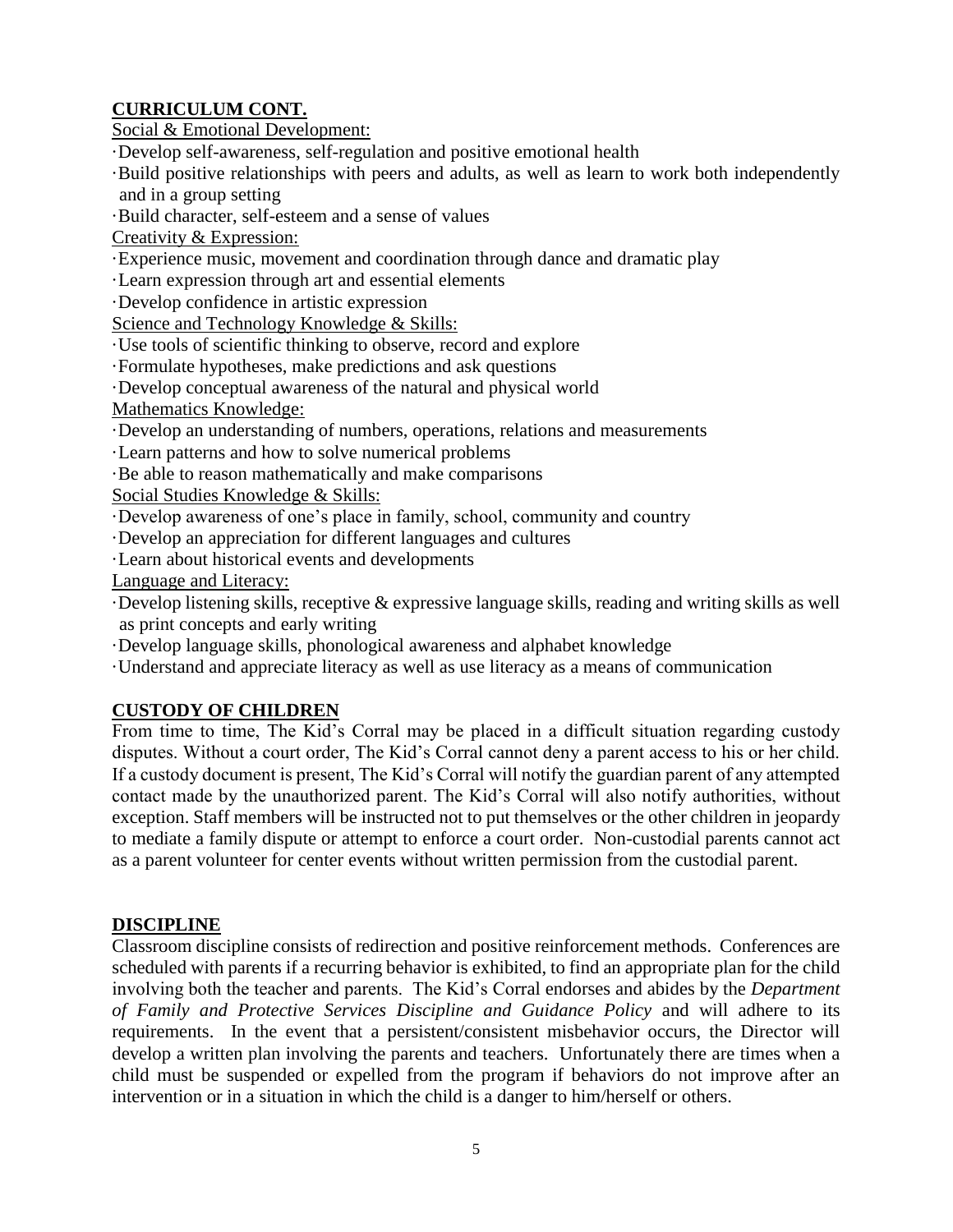## CURRICULUM CONT.

Social & Emotional Development:

- Develop self-awareness, self-regulation and positive emotional health
- Build positive relationships with peers and adults, as well as learn to work both independently and in a group setting
- Build character, self-esteem and a sense of values

Creativity & Expression:

- Experience music, movement and coordination through dance and dramatic play
- Learn expression through art and essential elements
- Develop confidence in artistic expression

Science and Technology Knowledge & Skills:

- Use tools of scientific thinking to observe, record and explore
- Formulate hypotheses, make predictions and ask questions
- Develop conceptual awareness of the natural and physical world

Mathematics Knowledge:

- Develop an understanding of numbers, operations, relations and measurements
- Learn patterns and how to solve numerical problems
- Be able to reason mathematically and make comparisons

Social Studies Knowledge & Skills:

- Develop awareness of one's place in family, school, community and country
- Develop an appreciation for different languages and cultures
- Learn about historical events and developments

Language and Literacy:

- Develop listening skills, receptive & expressive language skills, reading and writing skills as well as print concepts and early writing
- Develop language skills, phonological awareness and alphabet knowledge
- Understand and appreciate literacy as well as use literacy as a means of communication

## CUSTODY OF CHILDREN

From time to time, The Kid's Corral may be placed in a difficult situation regarding custody disputes. Without a court order, The Kid's Corral cannot deny a parent access to his or her child. If a custody document is present, The Kid's Corral will notify the guardian parent of any attempted contact made by the unauthorized parent. The Kid's Corral will also notify authorities, without exception. Staff members will be instructed not to put themselves or the other children in jeopardy to mediate a family dispute or attempt to enforce a court order. Non-custodial parents cannot act as a parent volunteer for center events without written permission from the custodial parent.

## DISCIPLINE

Classroom discipline consists of redirection and positive reinforcement methods. Conferences are scheduled with parents if a recurring behavior is exhibited, to find an appropriate plan for the child involving both the teacher and parents. The Kid's Corral endorses and abides by the *Department of Family and Protective Services Discipline and Guidance Policy* and will adhere to its requirements. In the event that a persistent/consistent misbehavior occurs, the Director will develop a written plan involving the parents and teachers. Unfortunately there are times when a child must be suspended or expelled from the program if behaviors do not improve after an intervention or in a situation in which the child is a danger to him/herself or others.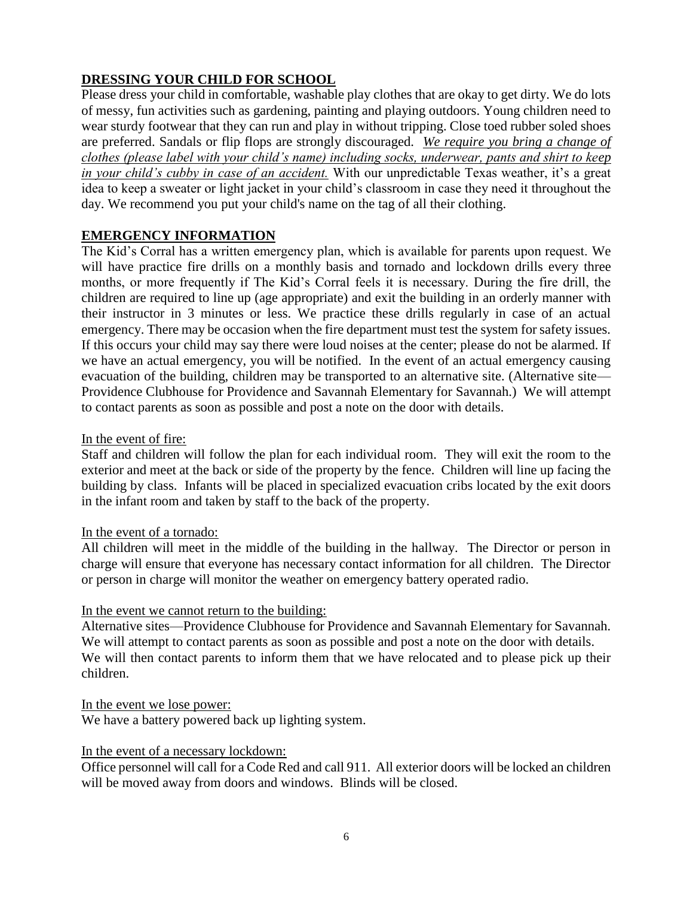## DRESSING YOUR CHILD FOR SCHOOL

Please dress your child in comfortable, washable play clothes that are okay to get dirty. We do lots of messy, fun activities such as gardening, painting and playing outdoors. Young children need to wear sturdy footwear that they can run and play in without tripping. Close toed rubber soled shoes are preferred. Sandals or flip flops are strongly discouraged. *We require you bring a change of clothes (please label with your child's name) including socks, underwear, pants and shirt to keep in your child's cubby in case of an accident.* With our unpredictable Texas weather, it's a great idea to keep a sweater or light jacket in your child's classroom in case they need it throughout the day. We recommend you put your child's name on the tag of all their clothing.

## EMERGENCY INFORMATION

The Kid's Corral has a written emergency plan, which is available for parents upon request. We will have practice fire drills on a monthly basis and tornado and lockdown drills every three months, or more frequently if The Kid's Corral feels it is necessary. During the fire drill, the children are required to line up (age appropriate) and exit the building in an orderly manner with their instructor in 3 minutes or less. We practice these drills regularly in case of an actual emergency. There may be occasion when the fire department must test the system for safety issues. If this occurs your child may say there were loud noises at the center; please do not be alarmed. If we have an actual emergency, you will be notified. In the event of an actual emergency causing evacuation of the building, children may be transported to an alternative site. (Alternative site—Providence Clubhouse for Providence and Savannah Elementary for Savannah.) We will attempt to contact parents as soon as possible and post a note on the door with details.

In the event of fire:

Staff and children will follow the plan for each individual room. They will exit the room to the exterior and meet at the back or side of the property by the fence. Children will line up facing the building by class. Infants will be placed in specialized evacuation cribs located by the exit doors in the infant room and taken by staff to the back of the property.

In the event of a tornado:

All children will meet in the middle of the building in the hallway. The Director or person in charge will ensure that everyone has necessary contact information for all children. The Director or person in charge will monitor the weather on emergency battery operated radio.

In the event we cannot return to the building:

Alternative sites—Providence Clubhouse for Providence and Savannah Elementary for Savannah. We will attempt to contact parents as soon as possible and post a note on the door with details. We will then contact parents to inform them that we have relocated and to please pick up their children.

In the event we lose power:

We have a battery powered back up lighting system.

In the event of a necessary lockdown:

Office personnel will call for a Code Red and call 911. All exterior doors will be locked an children will be moved away from doors and windows. Blinds will be closed.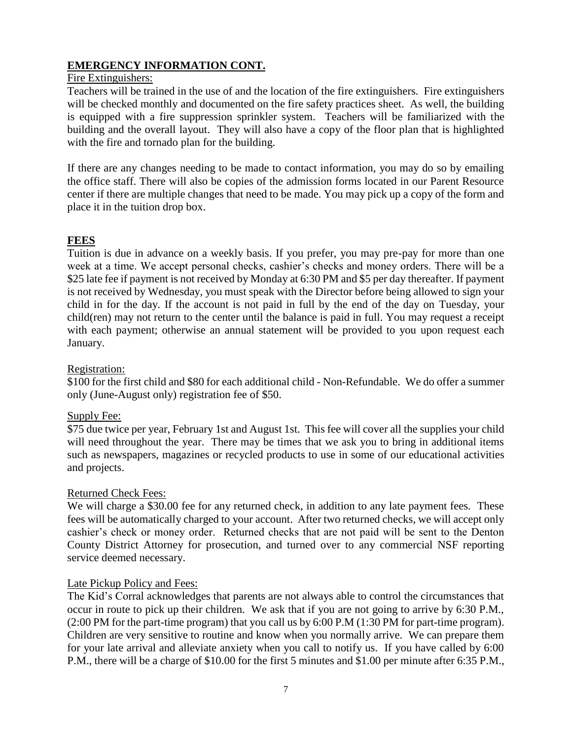## EMERGENCY INFORMATION CONT.

Fire Extinguishers:

Teachers will be trained in the use of and the location of the fire extinguishers. Fire extinguishers will be checked monthly and documented on the fire safety practices sheet. As well, the building is equipped with a fire suppression sprinkler system. Teachers will be familiarized with the building and the overall layout. They will also have a copy of the floor plan that is highlighted with the fire and tornado plan for the building.

If there are any changes needing to be made to contact information, you may do so by emailing the office staff. There will also be copies of the admission forms located in our Parent Resource center if there are multiple changes that need to be made. You may pick up a copy of the form and place it in the tuition drop box.

## FEES

Tuition is due in advance on a weekly basis. If you prefer, you may pre-pay for more than one week at a time. We accept personal checks, cashier's checks and money orders. There will be a $25 late fee if payment is not received by Monday at 6:30 PM and $5 per day thereafter. If payment is not received by Wednesday, you must speak with the Director before being allowed to sign your child in for the day. If the account is not paid in full by the end of the day on Tuesday, your child(ren) may not return to the center until the balance is paid in full. You may request a receipt with each payment; otherwise an annual statement will be provided to you upon request each January.

Registration:

$100 for the first child and $80 for each additional child - Non-Refundable. We do offer a summer only (June-August only) registration fee of $50.

Supply Fee:

$75 due twice per year, February 1st and August 1st. This fee will cover all the supplies your child will need throughout the year. There may be times that we ask you to bring in additional items such as newspapers, magazines or recycled products to use in some of our educational activities and projects.

Returned Check Fees:

We will charge a $30.00 fee for any returned check, in addition to any late payment fees. These fees will be automatically charged to your account. After two returned checks, we will accept only cashier's check or money order. Returned checks that are not paid will be sent to the Denton County District Attorney for prosecution, and turned over to any commercial NSF reporting service deemed necessary.

Late Pickup Policy and Fees:

The Kid's Corral acknowledges that parents are not always able to control the circumstances that occur in route to pick up their children. We ask that if you are not going to arrive by 6:30 P.M., (2:00 PM for the part-time program) that you call us by 6:00 P.M (1:30 PM for part-time program). Children are very sensitive to routine and know when you normally arrive. We can prepare them for your late arrival and alleviate anxiety when you call to notify us. If you have called by 6:00 P.M., there will be a charge of $10.00 for the first 5 minutes and $1.00 per minute after 6:35 P.M.,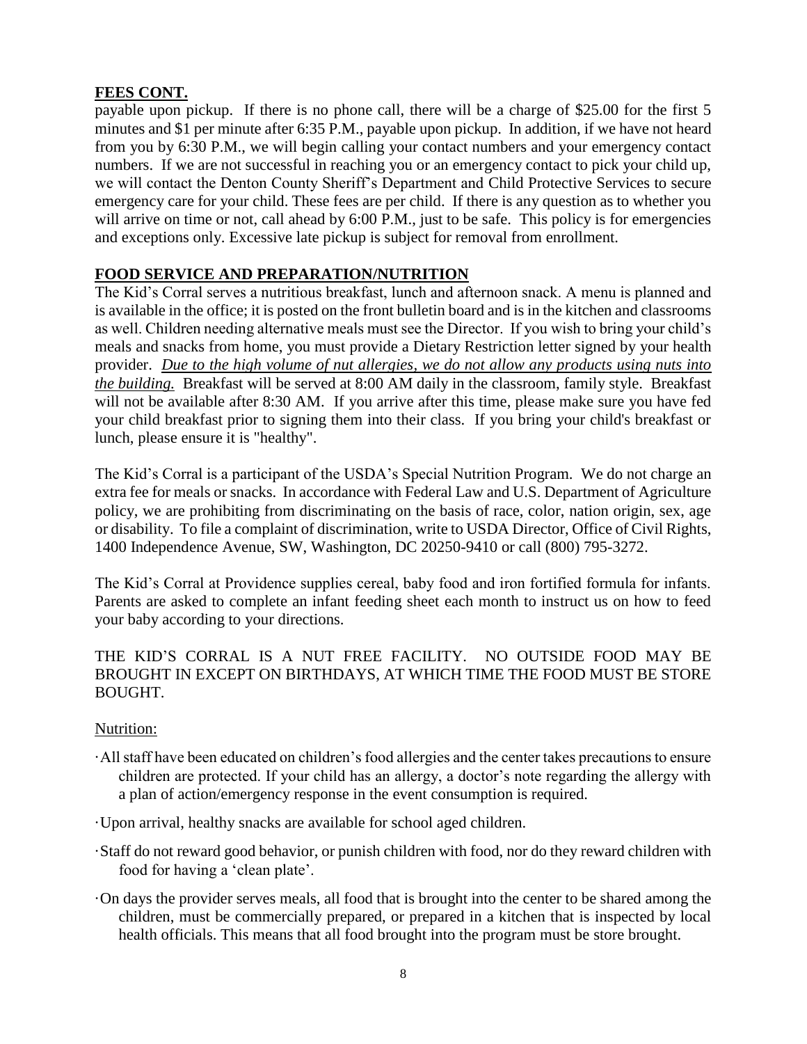## FEES CONT.

payable upon pickup. If there is no phone call, there will be a charge of $25.00 for the first 5 minutes and $1 per minute after 6:35 P.M., payable upon pickup. In addition, if we have not heard from you by 6:30 P.M., we will begin calling your contact numbers and your emergency contact numbers. If we are not successful in reaching you or an emergency contact to pick your child up, we will contact the Denton County Sheriff's Department and Child Protective Services to secure emergency care for your child. These fees are per child. If there is any question as to whether you will arrive on time or not, call ahead by 6:00 P.M., just to be safe. This policy is for emergencies and exceptions only. Excessive late pickup is subject for removal from enrollment.

## FOOD SERVICE AND PREPARATION/NUTRITION

The Kid's Corral serves a nutritious breakfast, lunch and afternoon snack. A menu is planned and is available in the office; it is posted on the front bulletin board and is in the kitchen and classrooms as well. Children needing alternative meals must see the Director. If you wish to bring your child's meals and snacks from home, you must provide a Dietary Restriction letter signed by your health provider. *Due to the high volume of nut allergies, we do not allow any products using nuts into the building.* Breakfast will be served at 8:00 AM daily in the classroom, family style. Breakfast will not be available after 8:30 AM. If you arrive after this time, please make sure you have fed your child breakfast prior to signing them into their class. If you bring your child's breakfast or lunch, please ensure it is "healthy".

The Kid's Corral is a participant of the USDA's Special Nutrition Program. We do not charge an extra fee for meals or snacks. In accordance with Federal Law and U.S. Department of Agriculture policy, we are prohibiting from discriminating on the basis of race, color, nation origin, sex, age or disability. To file a complaint of discrimination, write to USDA Director, Office of Civil Rights, 1400 Independence Avenue, SW, Washington, DC 20250-9410 or call (800) 795-3272.

The Kid's Corral at Providence supplies cereal, baby food and iron fortified formula for infants. Parents are asked to complete an infant feeding sheet each month to instruct us on how to feed your baby according to your directions.

THE KID'S CORRAL IS A NUT FREE FACILITY. NO OUTSIDE FOOD MAY BE BROUGHT IN EXCEPT ON BIRTHDAYS, AT WHICH TIME THE FOOD MUST BE STORE BOUGHT.

Nutrition:

- All staff have been educated on children's food allergies and the center takes precautions to ensure children are protected. If your child has an allergy, a doctor's note regarding the allergy with a plan of action/emergency response in the event consumption is required.
- Upon arrival, healthy snacks are available for school aged children.
- Staff do not reward good behavior, or punish children with food, nor do they reward children with food for having a 'clean plate'.
- On days the provider serves meals, all food that is brought into the center to be shared among the children, must be commercially prepared, or prepared in a kitchen that is inspected by local health officials. This means that all food brought into the program must be store brought.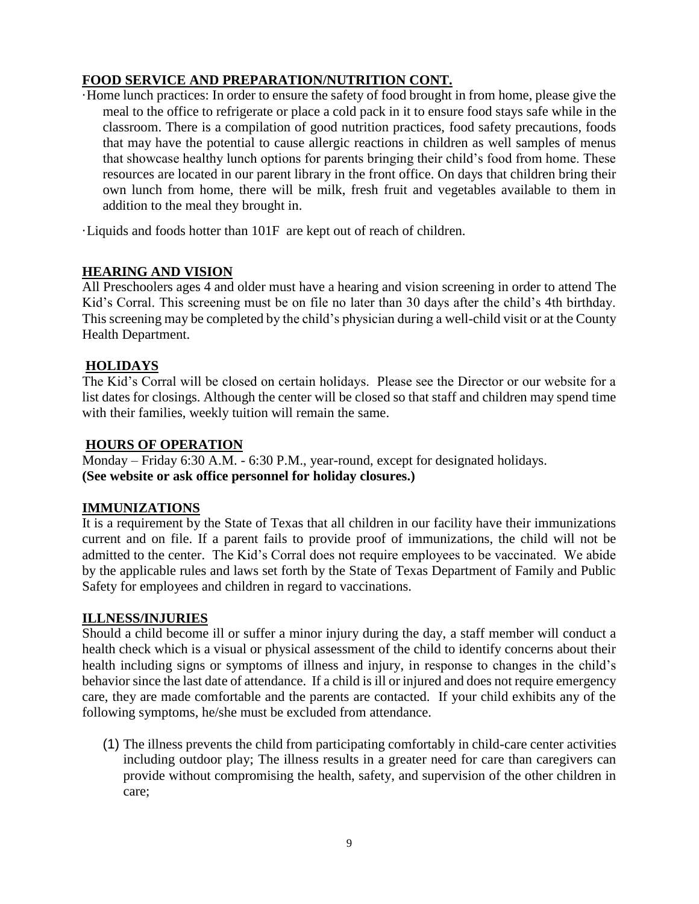## FOOD SERVICE AND PREPARATION/NUTRITION CONT.

·Home lunch practices: In order to ensure the safety of food brought in from home, please give the meal to the office to refrigerate or place a cold pack in it to ensure food stays safe while in the classroom. There is a compilation of good nutrition practices, food safety precautions, foods that may have the potential to cause allergic reactions in children as well samples of menus that showcase healthy lunch options for parents bringing their child's food from home. These resources are located in our parent library in the front office. On days that children bring their own lunch from home, there will be milk, fresh fruit and vegetables available to them in addition to the meal they brought in.

·Liquids and foods hotter than 101F are kept out of reach of children.

## HEARING AND VISION

All Preschoolers ages 4 and older must have a hearing and vision screening in order to attend The Kid's Corral. This screening must be on file no later than 30 days after the child's 4th birthday. This screening may be completed by the child's physician during a well-child visit or at the County Health Department.

## HOLIDAYS

The Kid's Corral will be closed on certain holidays. Please see the Director or our website for a list dates for closings. Although the center will be closed so that staff and children may spend time with their families, weekly tuition will remain the same.

## HOURS OF OPERATION

Monday – Friday 6:30 A.M. - 6:30 P.M., year-round, except for designated holidays.
**(See website or ask office personnel for holiday closures.)**

## IMMUNIZATIONS

It is a requirement by the State of Texas that all children in our facility have their immunizations current and on file. If a parent fails to provide proof of immunizations, the child will not be admitted to the center. The Kid's Corral does not require employees to be vaccinated. We abide by the applicable rules and laws set forth by the State of Texas Department of Family and Public Safety for employees and children in regard to vaccinations.

## ILLNESS/INJURIES

Should a child become ill or suffer a minor injury during the day, a staff member will conduct a health check which is a visual or physical assessment of the child to identify concerns about their health including signs or symptoms of illness and injury, in response to changes in the child's behavior since the last date of attendance. If a child is ill or injured and does not require emergency care, they are made comfortable and the parents are contacted. If your child exhibits any of the following symptoms, he/she must be excluded from attendance.

(1) The illness prevents the child from participating comfortably in child-care center activities including outdoor play; The illness results in a greater need for care than caregivers can provide without compromising the health, safety, and supervision of the other children in care;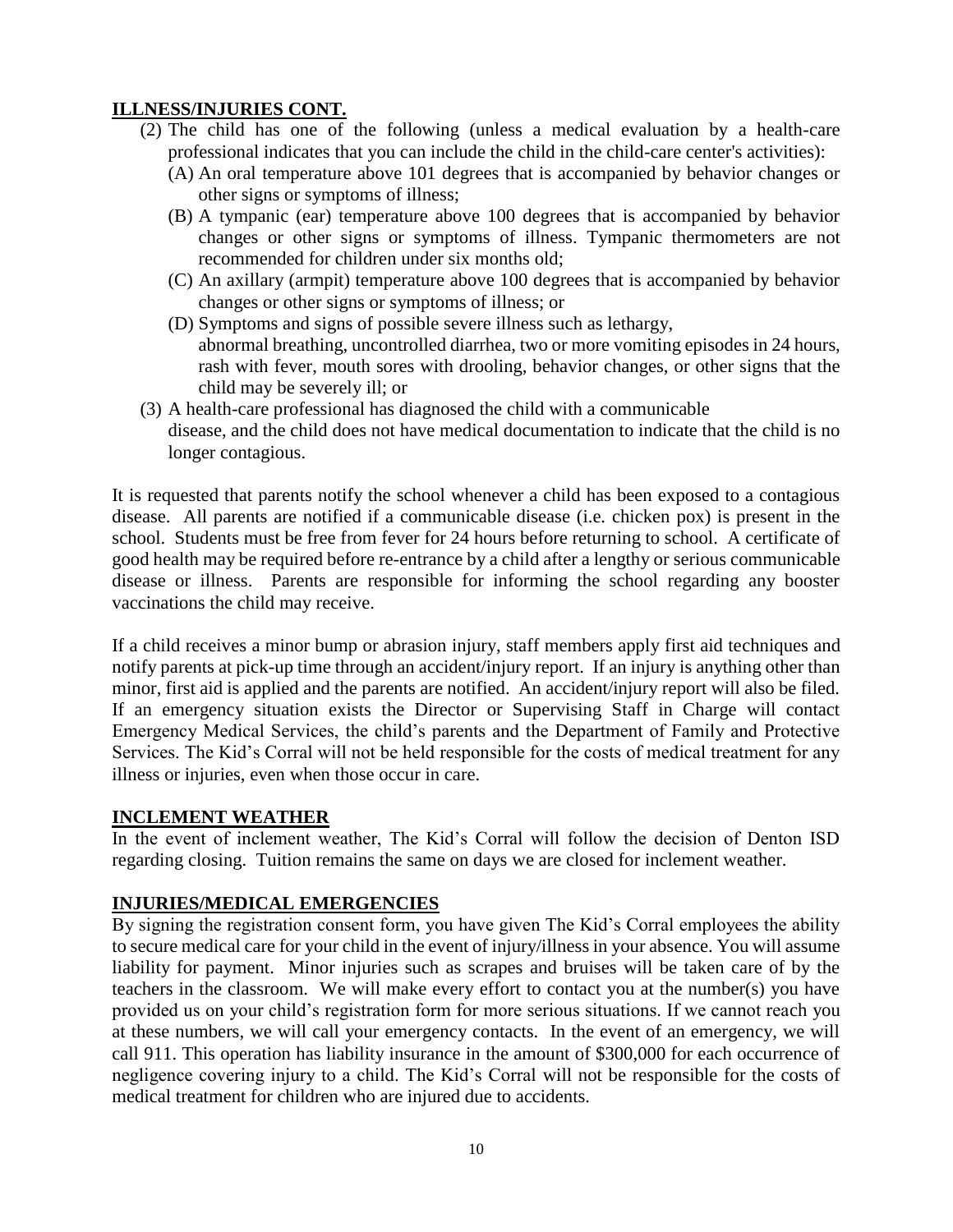## **ILLNESS/INJURIES CONT.**

(2) The child has one of the following (unless a medical evaluation by a health-care professional indicates that you can include the child in the child-care center's activities):

   (A) An oral temperature above 101 degrees that is accompanied by behavior changes or other signs or symptoms of illness;

   (B) A tympanic (ear) temperature above 100 degrees that is accompanied by behavior changes or other signs or symptoms of illness. Tympanic thermometers are not recommended for children under six months old;

   (C) An axillary (armpit) temperature above 100 degrees that is accompanied by behavior changes or other signs or symptoms of illness; or

   (D) Symptoms and signs of possible severe illness such as lethargy, abnormal breathing, uncontrolled diarrhea, two or more vomiting episodes in 24 hours, rash with fever, mouth sores with drooling, behavior changes, or other signs that the child may be severely ill; or

(3) A health-care professional has diagnosed the child with a communicable disease, and the child does not have medical documentation to indicate that the child is no longer contagious.

It is requested that parents notify the school whenever a child has been exposed to a contagious disease. All parents are notified if a communicable disease (i.e. chicken pox) is present in the school. Students must be free from fever for 24 hours before returning to school. A certificate of good health may be required before re-entrance by a child after a lengthy or serious communicable disease or illness. Parents are responsible for informing the school regarding any booster vaccinations the child may receive.

If a child receives a minor bump or abrasion injury, staff members apply first aid techniques and notify parents at pick-up time through an accident/injury report. If an injury is anything other than minor, first aid is applied and the parents are notified. An accident/injury report will also be filed. If an emergency situation exists the Director or Supervising Staff in Charge will contact Emergency Medical Services, the child's parents and the Department of Family and Protective Services. The Kid's Corral will not be held responsible for the costs of medical treatment for any illness or injuries, even when those occur in care.

## **INCLEMENT WEATHER**

In the event of inclement weather, The Kid's Corral will follow the decision of Denton ISD regarding closing. Tuition remains the same on days we are closed for inclement weather.

## **INJURIES/MEDICAL EMERGENCIES**

By signing the registration consent form, you have given The Kid's Corral employees the ability to secure medical care for your child in the event of injury/illness in your absence. You will assume liability for payment. Minor injuries such as scrapes and bruises will be taken care of by the teachers in the classroom. We will make every effort to contact you at the number(s) you have provided us on your child's registration form for more serious situations. If we cannot reach you at these numbers, we will call your emergency contacts. In the event of an emergency, we will call 911. This operation has liability insurance in the amount of $300,000 for each occurrence of negligence covering injury to a child. The Kid's Corral will not be responsible for the costs of medical treatment for children who are injured due to accidents.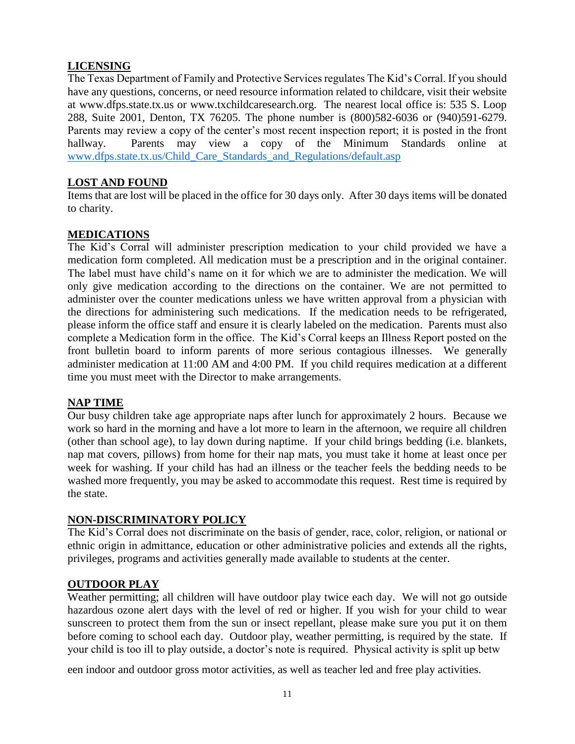## LICENSING

The Texas Department of Family and Protective Services regulates The Kid's Corral. If you should have any questions, concerns, or need resource information related to childcare, visit their website at www.dfps.state.tx.us or www.txchildcaresearch.org. The nearest local office is: 535 S. Loop 288, Suite 2001, Denton, TX 76205. The phone number is (800)582-6036 or (940)591-6279. Parents may review a copy of the center's most recent inspection report; it is posted in the front hallway. Parents may view a copy of the Minimum Standards online at www.dfps.state.tx.us/Child_Care_Standards_and_Regulations/default.asp

## LOST AND FOUND

Items that are lost will be placed in the office for 30 days only. After 30 days items will be donated to charity.

## MEDICATIONS

The Kid's Corral will administer prescription medication to your child provided we have a medication form completed. All medication must be a prescription and in the original container. The label must have child's name on it for which we are to administer the medication. We will only give medication according to the directions on the container. We are not permitted to administer over the counter medications unless we have written approval from a physician with the directions for administering such medications. If the medication needs to be refrigerated, please inform the office staff and ensure it is clearly labeled on the medication. Parents must also complete a Medication form in the office. The Kid's Corral keeps an Illness Report posted on the front bulletin board to inform parents of more serious contagious illnesses. We generally administer medication at 11:00 AM and 4:00 PM. If you child requires medication at a different time you must meet with the Director to make arrangements.

## NAP TIME

Our busy children take age appropriate naps after lunch for approximately 2 hours. Because we work so hard in the morning and have a lot more to learn in the afternoon, we require all children (other than school age), to lay down during naptime. If your child brings bedding (i.e. blankets, nap mat covers, pillows) from home for their nap mats, you must take it home at least once per week for washing. If your child has had an illness or the teacher feels the bedding needs to be washed more frequently, you may be asked to accommodate this request. Rest time is required by the state.

## NON-DISCRIMINATORY POLICY

The Kid's Corral does not discriminate on the basis of gender, race, color, religion, or national or ethnic origin in admittance, education or other administrative policies and extends all the rights, privileges, programs and activities generally made available to students at the center.

## OUTDOOR PLAY

Weather permitting; all children will have outdoor play twice each day. We will not go outside hazardous ozone alert days with the level of red or higher. If you wish for your child to wear sunscreen to protect them from the sun or insect repellant, please make sure you put it on them before coming to school each day. Outdoor play, weather permitting, is required by the state. If your child is too ill to play outside, a doctor's note is required. Physical activity is split up between indoor and outdoor gross motor activities, as well as teacher led and free play activities.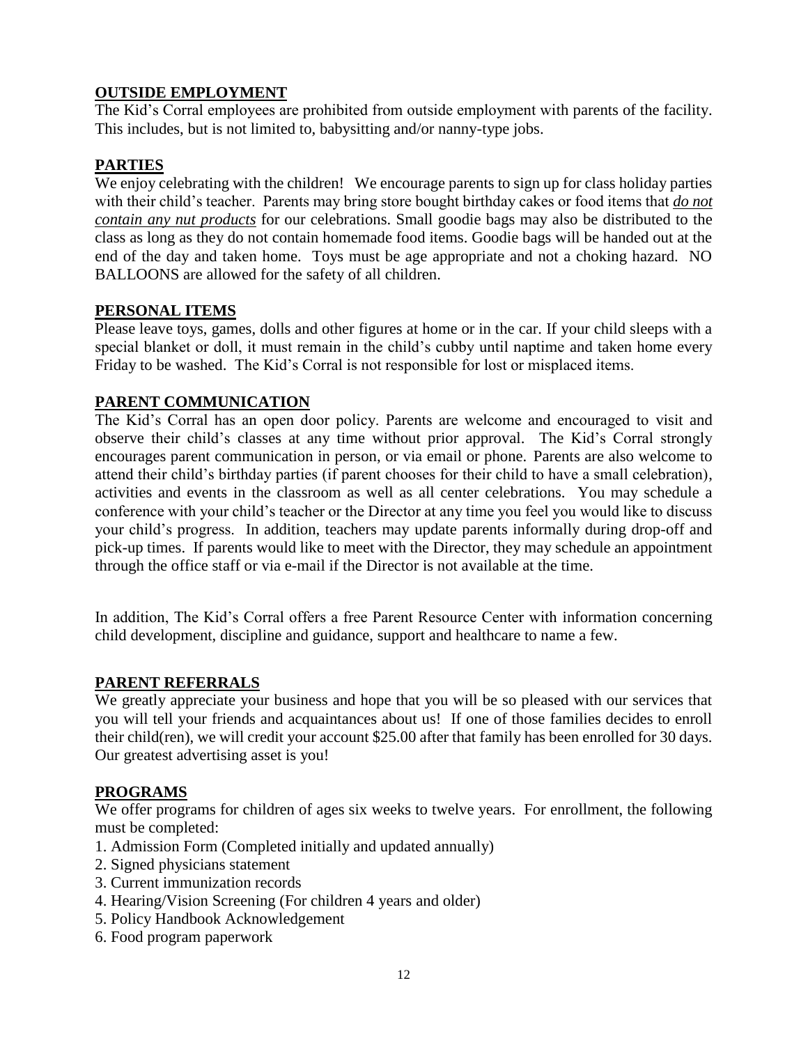## OUTSIDE EMPLOYMENT

The Kid's Corral employees are prohibited from outside employment with parents of the facility. This includes, but is not limited to, babysitting and/or nanny-type jobs.

## PARTIES

We enjoy celebrating with the children! We encourage parents to sign up for class holiday parties with their child's teacher. Parents may bring store bought birthday cakes or food items that ***do not contain any nut products*** for our celebrations. Small goodie bags may also be distributed to the class as long as they do not contain homemade food items. Goodie bags will be handed out at the end of the day and taken home. Toys must be age appropriate and not a choking hazard. NO BALLOONS are allowed for the safety of all children.

## PERSONAL ITEMS

Please leave toys, games, dolls and other figures at home or in the car. If your child sleeps with a special blanket or doll, it must remain in the child's cubby until naptime and taken home every Friday to be washed. The Kid's Corral is not responsible for lost or misplaced items.

## PARENT COMMUNICATION

The Kid's Corral has an open door policy. Parents are welcome and encouraged to visit and observe their child's classes at any time without prior approval. The Kid's Corral strongly encourages parent communication in person, or via email or phone. Parents are also welcome to attend their child's birthday parties (if parent chooses for their child to have a small celebration), activities and events in the classroom as well as all center celebrations. You may schedule a conference with your child's teacher or the Director at any time you feel you would like to discuss your child's progress. In addition, teachers may update parents informally during drop-off and pick-up times. If parents would like to meet with the Director, they may schedule an appointment through the office staff or via e-mail if the Director is not available at the time.

In addition, The Kid's Corral offers a free Parent Resource Center with information concerning child development, discipline and guidance, support and healthcare to name a few.

## PARENT REFERRALS

We greatly appreciate your business and hope that you will be so pleased with our services that you will tell your friends and acquaintances about us! If one of those families decides to enroll their child(ren), we will credit your account $25.00 after that family has been enrolled for 30 days. Our greatest advertising asset is you!

## PROGRAMS

We offer programs for children of ages six weeks to twelve years. For enrollment, the following must be completed:

1. Admission Form (Completed initially and updated annually)
2. Signed physicians statement
3. Current immunization records
4. Hearing/Vision Screening (For children 4 years and older)
5. Policy Handbook Acknowledgement
6. Food program paperwork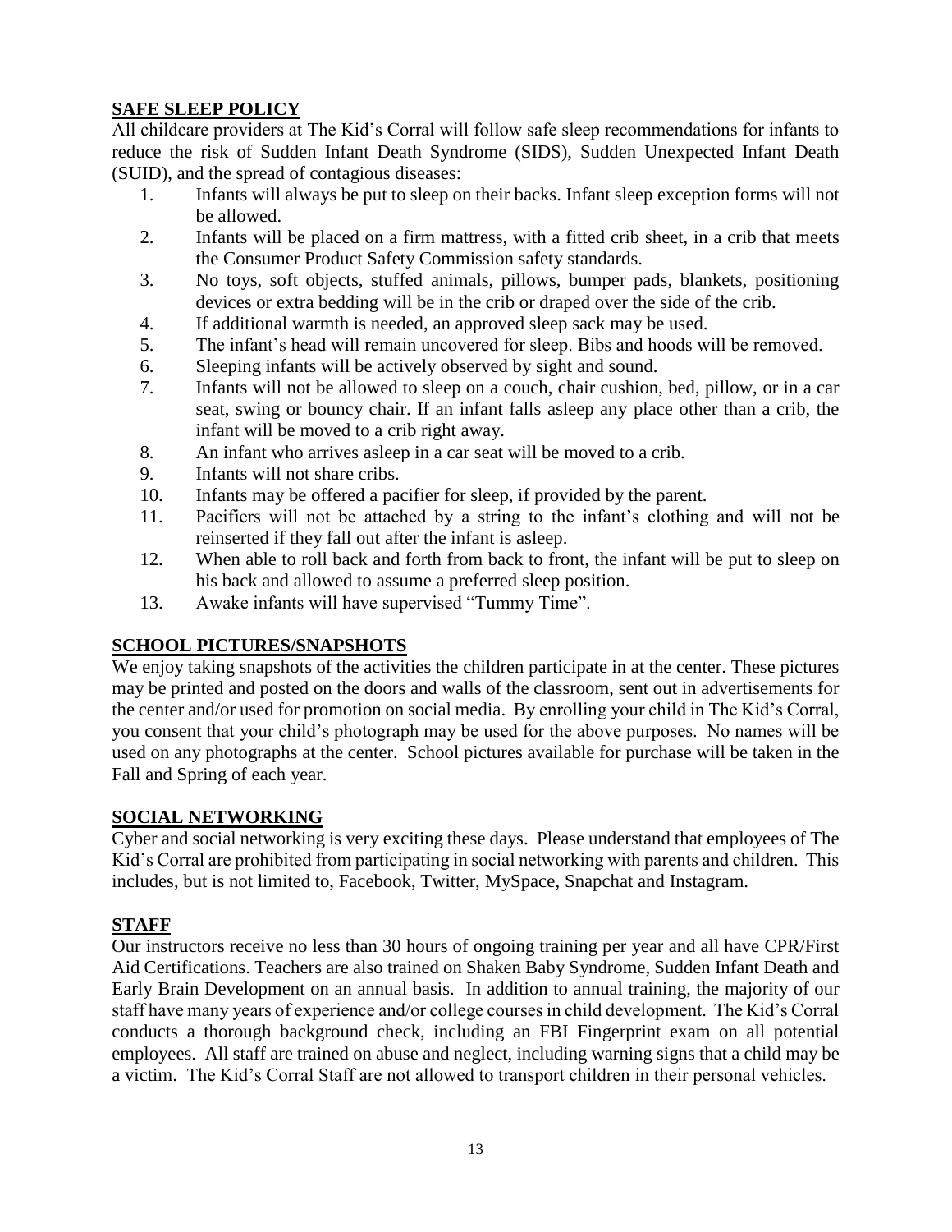## SAFE SLEEP POLICY

All childcare providers at The Kid's Corral will follow safe sleep recommendations for infants to reduce the risk of Sudden Infant Death Syndrome (SIDS), Sudden Unexpected Infant Death (SUID), and the spread of contagious diseases:

1. Infants will always be put to sleep on their backs. Infant sleep exception forms will not be allowed.
2. Infants will be placed on a firm mattress, with a fitted crib sheet, in a crib that meets the Consumer Product Safety Commission safety standards.
3. No toys, soft objects, stuffed animals, pillows, bumper pads, blankets, positioning devices or extra bedding will be in the crib or draped over the side of the crib.
4. If additional warmth is needed, an approved sleep sack may be used.
5. The infant's head will remain uncovered for sleep. Bibs and hoods will be removed.
6. Sleeping infants will be actively observed by sight and sound.
7. Infants will not be allowed to sleep on a couch, chair cushion, bed, pillow, or in a car seat, swing or bouncy chair. If an infant falls asleep any place other than a crib, the infant will be moved to a crib right away.
8. An infant who arrives asleep in a car seat will be moved to a crib.
9. Infants will not share cribs.
10. Infants may be offered a pacifier for sleep, if provided by the parent.
11. Pacifiers will not be attached by a string to the infant's clothing and will not be reinserted if they fall out after the infant is asleep.
12. When able to roll back and forth from back to front, the infant will be put to sleep on his back and allowed to assume a preferred sleep position.
13. Awake infants will have supervised "Tummy Time".

## SCHOOL PICTURES/SNAPSHOTS

We enjoy taking snapshots of the activities the children participate in at the center. These pictures may be printed and posted on the doors and walls of the classroom, sent out in advertisements for the center and/or used for promotion on social media. By enrolling your child in The Kid's Corral, you consent that your child's photograph may be used for the above purposes. No names will be used on any photographs at the center. School pictures available for purchase will be taken in the Fall and Spring of each year.

## SOCIAL NETWORKING

Cyber and social networking is very exciting these days. Please understand that employees of The Kid's Corral are prohibited from participating in social networking with parents and children. This includes, but is not limited to, Facebook, Twitter, MySpace, Snapchat and Instagram.

## STAFF

Our instructors receive no less than 30 hours of ongoing training per year and all have CPR/First Aid Certifications. Teachers are also trained on Shaken Baby Syndrome, Sudden Infant Death and Early Brain Development on an annual basis. In addition to annual training, the majority of our staff have many years of experience and/or college courses in child development. The Kid's Corral conducts a thorough background check, including an FBI Fingerprint exam on all potential employees. All staff are trained on abuse and neglect, including warning signs that a child may be a victim. The Kid's Corral Staff are not allowed to transport children in their personal vehicles.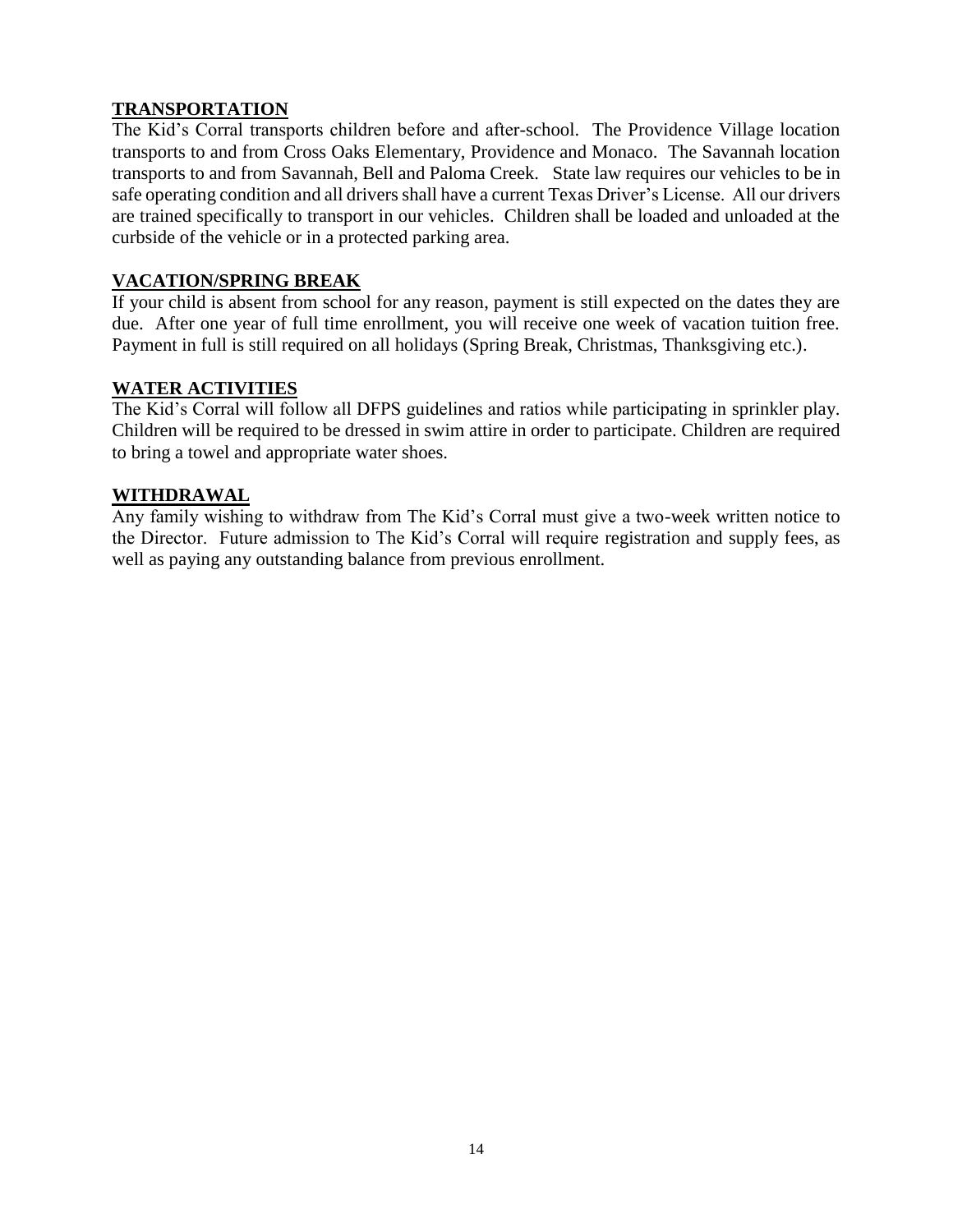## TRANSPORTATION

The Kid's Corral transports children before and after-school. The Providence Village location transports to and from Cross Oaks Elementary, Providence and Monaco. The Savannah location transports to and from Savannah, Bell and Paloma Creek. State law requires our vehicles to be in safe operating condition and all drivers shall have a current Texas Driver's License. All our drivers are trained specifically to transport in our vehicles. Children shall be loaded and unloaded at the curbside of the vehicle or in a protected parking area.

## VACATION/SPRING BREAK

If your child is absent from school for any reason, payment is still expected on the dates they are due. After one year of full time enrollment, you will receive one week of vacation tuition free. Payment in full is still required on all holidays (Spring Break, Christmas, Thanksgiving etc.).

## WATER ACTIVITIES

The Kid's Corral will follow all DFPS guidelines and ratios while participating in sprinkler play. Children will be required to be dressed in swim attire in order to participate. Children are required to bring a towel and appropriate water shoes.

## WITHDRAWAL

Any family wishing to withdraw from The Kid's Corral must give a two-week written notice to the Director. Future admission to The Kid's Corral will require registration and supply fees, as well as paying any outstanding balance from previous enrollment.